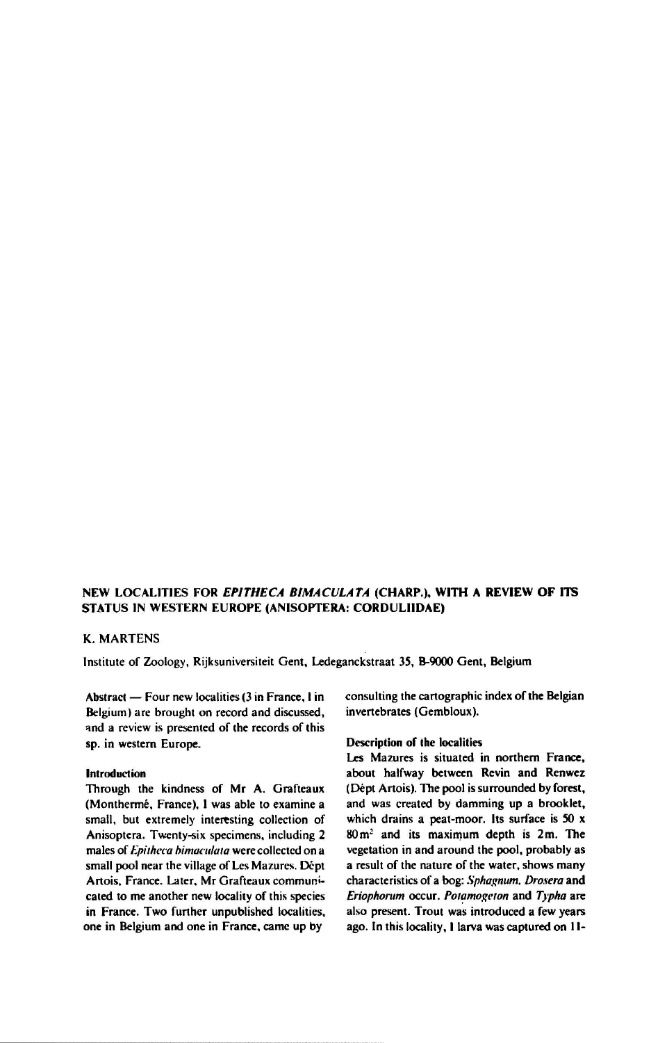# NEW LOCALITIES FOR *EPITHECA BIMACULATA* (CHARP.), WITH A REVIEW OF ITS STATUS IN WESTERN EUROPE (ANISOPTERA: CORDULIIDAE)

K. MARTENS

Institute of Zoology, Rijksuniversiteit Gent, Ledeganckstraat 35, B-9000 Gent, Belgium

**Abstract** — Four new localities (3 in France, 1 in Belgium) are brought on record and discussed, and a review is presented of the records of this sp. in western Europe.

### Introduction

Through the kindness of Mr A. Grafteaux (Monthermé, France), I was able to examine a small, but extremely interesting collection of Anisoptera. Twenty-six specimens, including 2 males of *Epitheca bimaculata* were collected on a small pool near the village of Les Mazures, Dépt Artois, France. Later, Mr Grafteaux communicated to me another new locality of this species in France. Two further unpublished localities, one in Belgium and one in France, came up by consulting the cartographic index of the Belgian invertebrates (Gembloux).

### Description of the localities

Les Mazures is situated in northern France, about halfway between Revin and Renwez (Dépt Artois). The pool is surrounded by forest, and was created by damming up a brooklet, which drains a peat-moor. Its surface is 50 x 80 m² and its maximum depth is 2 m. The vegetation in and around the pool, probably as a result of the nature of the water, shows many characteristics of a bog: *Sphagnum*, *Drosera* and *Eriophorum* occur. *Potamogeton* and *Typha* are also present. Trout was introduced a few years ago. In this locality, 1 larva was captured on 11-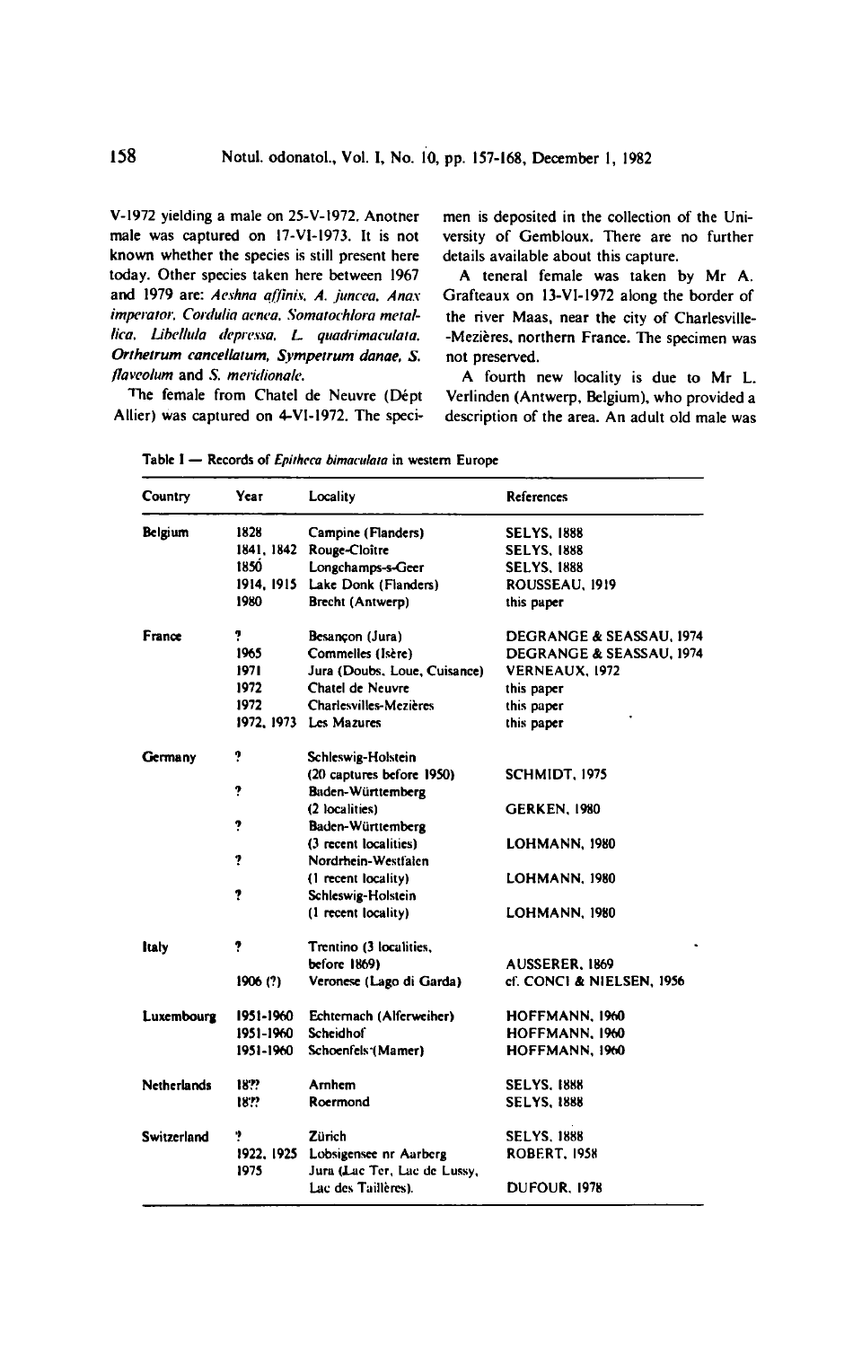V-1972 yielding a male on 25-V-1972. Anotner male was captured on 17-VI-1973. It is not known whether the species is still present here today. Other species taken here between 1967 and 1979 are: *Aeshna affinis, A. juncea, Anax imperator, Cordulia aenea, Somatochlora metallica, Libellula depressa, L. quadrimaculata, Orthetrum cancellatum, Sympetrum danae, S. flaveolum* and *S. meridionale.*

The female from Chatel de Neuvre (Dépt Allier) was captured on 4-VI-1972. The specimen is deposited in the collection of the University of Gembloux. There are no further details available about this capture.

A teneral female was taken by Mr A. Grafteaux on 13-VI-1972 along the border of the river Maas, near the city of Charleville-Mezières, northern France. The specimen was not preserved.

A fourth new locality is due to Mr L. Verlinden (Antwerp, Belgium), who provided a description of the area. An adult old male was

Table I — Records of *Epitheca bimaculata* in western Europe

| Country | Year | Locality | References |
|---|---|---|---|
| Belgium | 1828 | Campine (Flanders) | SELYS, 1888 |
| | 1841, 1842 | Rouge-Cloître | SELYS, 1888 |
| | 1850 | Longchamps-s-Geer | SELYS, 1888 |
| | 1914, 1915 | Lake Donk (Flanders) | ROUSSEAU, 1919 |
| | 1980 | Brecht (Antwerp) | this paper |
| France | ? | Besançon (Jura) | DEGRANGE & SEASSAU, 1974 |
| | 1965 | Commelles (Isère) | DEGRANGE & SEASSAU, 1974 |
| | 1971 | Jura (Doubs, Loue, Cuisance) | VERNEAUX, 1972 |
| | 1972 | Chatel de Neuvre | this paper |
| | 1972 | Charlesvilles-Mezières | this paper |
| | 1972, 1973 | Les Mazures | this paper |
| Germany | ? | Schleswig-Holstein (20 captures before 1950) | SCHMIDT, 1975 |
| | ? | Baden-Württemberg (2 localities) | GERKEN, 1980 |
| | ? | Baden-Württemberg (3 recent localities) | LOHMANN, 1980 |
| | ? | Nordrhein-Westfalen (1 recent locality) | LOHMANN, 1980 |
| | ? | Schleswig-Holstein (1 recent locality) | LOHMANN, 1980 |
| Italy | ? | Trentino (3 localities, before 1869) | AUSSERER, 1869 |
| | 1906 (?) | Veronese (Lago di Garda) | cf. CONCI & NIELSEN, 1956 |
| Luxembourg | 1951-1960 | Echternach (Alferweiher) | HOFFMANN, 1960 |
| | 1951-1960 | Scheidhof | HOFFMANN, 1960 |
| | 1951-1960 | Schoenfels (Mamer) | HOFFMANN, 1960 |
| Netherlands | 18?? | Arnhem | SELYS, 1888 |
| | 18?? | Roermond | SELYS, 1888 |
| Switzerland | ? | Zürich | SELYS, 1888 |
| | 1922, 1925 | Lobsigensee nr Aarberg | ROBERT, 1958 |
| | 1975 | Jura (Lac Ter, Lac de Lussy, Lac des Taillères). | DUFOUR, 1978 |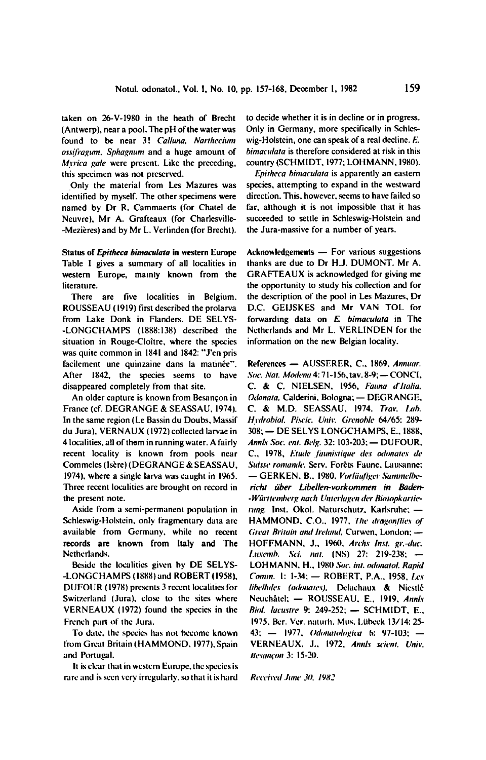taken on 26-V-1980 in the heath of Brecht (Antwerp), near a pool. The pH of the water was found to be near 3! *Calluna, Narthecium ossifragum, Sphagnum* and a huge amount of *Myrica gale* were present. Like the preceding, this specimen was not preserved.

Only the material from Les Mazures was identified by myself. The other specimens were named by Dr R. Cammaerts (for Chatel de Neuvre), Mr A. Grafteaux (for Charlesville--Mezières) and by Mr L. Verlinden (for Brecht).

**Status of *Epitheca bimaculata* in western Europe**
Table I gives a summary of all localities in western Europe, mainly known from the literature.

There are five localities in Belgium. ROUSSEAU (1919) first described the prolarva from Lake Donk in Flanders. DE SELYS--LONGCHAMPS (1888:138) described the situation in Rouge-Cloître, where the species was quite common in 1841 and 1842: "J'en pris facilement une quinzaine dans la matinée". After 1842, the species seems to have disappeared completely from that site.

An older capture is known from Besançon in France (cf. DEGRANGE & SEASSAU, 1974). In the same region (Le Bassin du Doubs, Massif du Jura), VERNAUX (1972) collected larvae in 4 localities, all of them in running water. A fairly recent locality is known from pools near Commeles (Isère) (DEGRANGE & SEASSAU, 1974), where a single larva was caught in 1965. Three recent localities are brought on record in the present note.

Aside from a semi-permanent population in Schleswig-Holstein, only fragmentary data are available from Germany, while no recent records are known from Italy and The Netherlands.

Beside the localities given by DE SELYS--LONGCHAMPS (1888) and ROBERT (1958), DUFOUR (1978) presents 3 recent localities for Switzerland (Jura), close to the sites where VERNEAUX (1972) found the species in the French part of the Jura.

To date, the species has not become known from Great Britain (HAMMOND, 1977), Spain and Portugal.

It is clear that in western Europe, the species is rare and is seen very irregularly, so that it is hard to decide whether it is in decline or in progress. Only in Germany, more specifically in Schleswig-Holstein, one can speak of a real decline. *E. bimaculata* is therefore considered at risk in this country (SCHMIDT, 1977; LOHMANN, 1980).

*Epitheca bimaculata* is apparently an eastern species, attempting to expand in the westward direction. This, however, seems to have failed so far, although it is not impossible that it has succeeded to settle in Schleswig-Holstein and the Jura-massive for a number of years.

**Acknowledgements** — For various suggestions thanks are due to Dr H.J. DUMONT. Mr A. GRAFTEAUX is acknowledged for giving me the opportunity to study his collection and for the description of the pool in Les Mazures, Dr D.C. GEIJSKES and Mr VAN TOL for forwarding data on *E. bimaculata* in The Netherlands and Mr L. VERLINDEN for the information on the new Belgian locality.

**References** — AUSSERER, C., 1869, *Annuar. Soc. Nat. Modena* 4: 71-156, tav. 8-9; — CONCI, C. & C. NIELSEN, 1956, *Fauna d'Italia, Odonata*, Calderini, Bologna; — DEGRANGE, C. & M.D. SEASSAU, 1974. *Trav. Lab. Hydrobiol. Piscic. Univ. Grenoble* 64/65: 289-308; — DE SELYS LONGCHAMPS, E., 1888, *Annls Soc. ent. Belg.* 32: 103-203; — DUFOUR, C., 1978, *Etude faunistique des odonates de Suisse romande*. Serv. Forêts Faune, Lausanne; — GERKEN, B., 1980, *Vorläufiger Sammelbericht über Libellen-vorkommen in Baden--Württemberg nach Unterlagen der Biotopkartierung*. Inst. Okol. Naturschutz, Karlsruhe; — HAMMOND, C.O., 1977, *The dragonflies of Great Britain and Ireland*, Curwen, London; — HOFFMANN, J., 1960, *Archs Inst. gr.-duc. Luxemb. Sci. nat.* (NS) 27: 219-238; — LOHMANN, H., 1980 *Soc. int. odonatol. Rapid Comm.* 1: 1-34; — ROBERT, P.A., 1958, *Les libellules (odonates)*. Delachaux & Niestlé Neuchâtel; — ROUSSEAU, E., 1919, *Annls Biol. lacustre* 9: 249-252; — SCHMIDT, E., 1975, Ber. Ver. naturh. Mus. Lübeck 13/14: 25-43; — 1977, *Odonatologica* 6: 97-103; — VERNEAUX, J., 1972, *Annls scient. Univ. Besançon* 3: 15-20.

*Received June 30, 1982*